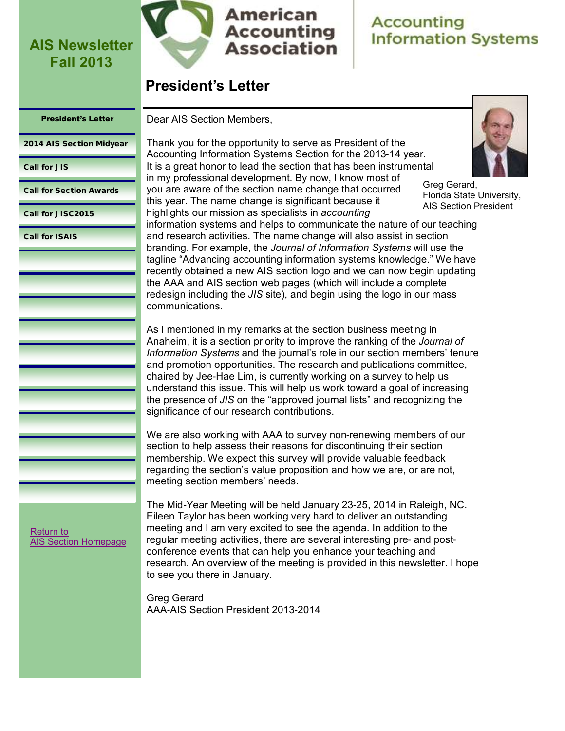# AIS Newsletter Fall 2013

American Accounting Association

Accounting Information Systems

- President's Letter
- 2014 AIS Section Midyear
- Call for JIS
- Call for Section Awards
- Call for JISC2015
- Call for ISAIS

Return to AIS Section Homepage

## President's Letter

Greg Gerard, Florida State University, AIS Section President

Dear AIS Section Members,

Thank you for the opportunity to serve as President of the Accounting Information Systems Section for the 2013-14 year. It is a great honor to lead the section that has been instrumental in my professional development. By now, I know most of you are aware of the section name change that occurred this year. The name change is significant because it highlights our mission as specialists in *accounting* information systems and helps to communicate the nature of our teaching and research activities. The name change will also assist in section branding. For example, the *Journal of Information Systems* will use the tagline "Advancing accounting information systems knowledge." We have recently obtained a new AIS section logo and we can now begin updating the AAA and AIS section web pages (which will include a complete redesign including the *JIS* site), and begin using the logo in our mass communications.

As I mentioned in my remarks at the section business meeting in Anaheim, it is a section priority to improve the ranking of the *Journal of Information Systems* and the journal's role in our section members' tenure and promotion opportunities. The research and publications committee, chaired by Jee-Hae Lim, is currently working on a survey to help us understand this issue. This will help us work toward a goal of increasing the presence of *JIS* on the "approved journal lists" and recognizing the significance of our research contributions.

We are also working with AAA to survey non-renewing members of our section to help assess their reasons for discontinuing their section membership. We expect this survey will provide valuable feedback regarding the section's value proposition and how we are, or are not, meeting section members' needs.

The Mid-Year Meeting will be held January 23-25, 2014 in Raleigh, NC. Eileen Taylor has been working very hard to deliver an outstanding meeting and I am very excited to see the agenda. In addition to the regular meeting activities, there are several interesting pre- and post-conference events that can help you enhance your teaching and research. An overview of the meeting is provided in this newsletter. I hope to see you there in January.

Greg Gerard  
AAA-AIS Section President 2013-2014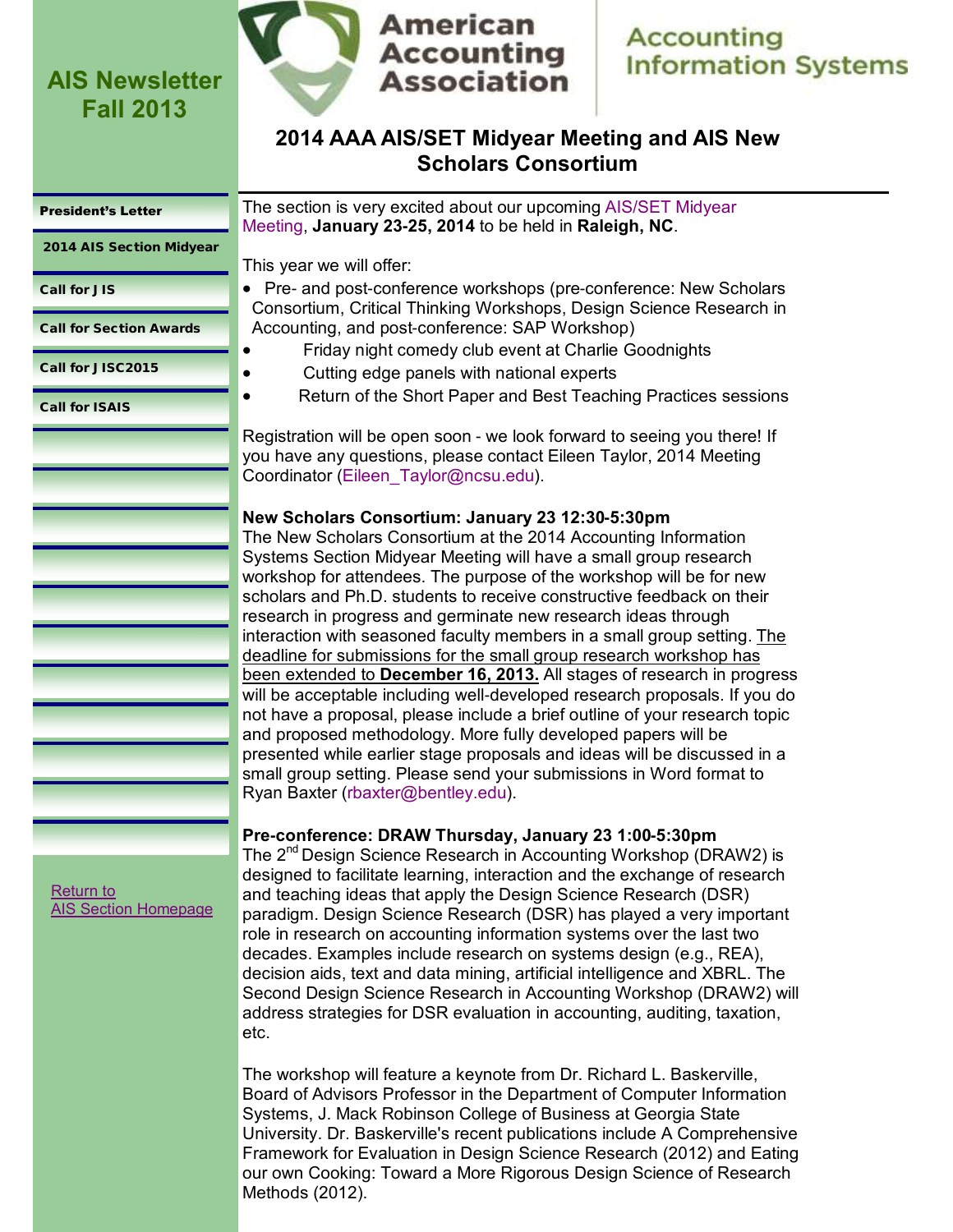# AIS Newsletter Fall 2013

American Accounting Association — Accounting Information Systems

- President's Letter
- 2014 AIS Section Midyear
- Call for JIS
- Call for Section Awards
- Call for JISC2015
- Call for ISAIS

Return to AIS Section Homepage

## 2014 AAA AIS/SET Midyear Meeting and AIS New Scholars Consortium

The section is very excited about our upcoming AIS/SET Midyear Meeting, **January 23-25, 2014** to be held in **Raleigh, NC**.

This year we will offer:

- Pre- and post-conference workshops (pre-conference: New Scholars Consortium, Critical Thinking Workshops, Design Science Research in Accounting, and post-conference: SAP Workshop)
- Friday night comedy club event at Charlie Goodnights
- Cutting edge panels with national experts
- Return of the Short Paper and Best Teaching Practices sessions

Registration will be open soon - we look forward to seeing you there! If you have any questions, please contact Eileen Taylor, 2014 Meeting Coordinator (Eileen_Taylor@ncsu.edu).

**New Scholars Consortium: January 23 12:30-5:30pm**
The New Scholars Consortium at the 2014 Accounting Information Systems Section Midyear Meeting will have a small group research workshop for attendees. The purpose of the workshop will be for new scholars and Ph.D. students to receive constructive feedback on their research in progress and germinate new research ideas through interaction with seasoned faculty members in a small group setting. The deadline for submissions for the small group research workshop has been extended to **December 16, 2013.** All stages of research in progress will be acceptable including well-developed research proposals. If you do not have a proposal, please include a brief outline of your research topic and proposed methodology. More fully developed papers will be presented while earlier stage proposals and ideas will be discussed in a small group setting. Please send your submissions in Word format to Ryan Baxter (rbaxter@bentley.edu).

**Pre-conference: DRAW Thursday, January 23 1:00-5:30pm**
The 2nd Design Science Research in Accounting Workshop (DRAW2) is designed to facilitate learning, interaction and the exchange of research and teaching ideas that apply the Design Science Research (DSR) paradigm. Design Science Research (DSR) has played a very important role in research on accounting information systems over the last two decades. Examples include research on systems design (e.g., REA), decision aids, text and data mining, artificial intelligence and XBRL. The Second Design Science Research in Accounting Workshop (DRAW2) will address strategies for DSR evaluation in accounting, auditing, taxation, etc.

The workshop will feature a keynote from Dr. Richard L. Baskerville, Board of Advisors Professor in the Department of Computer Information Systems, J. Mack Robinson College of Business at Georgia State University. Dr. Baskerville's recent publications include A Comprehensive Framework for Evaluation in Design Science Research (2012) and Eating our own Cooking: Toward a More Rigorous Design Science of Research Methods (2012).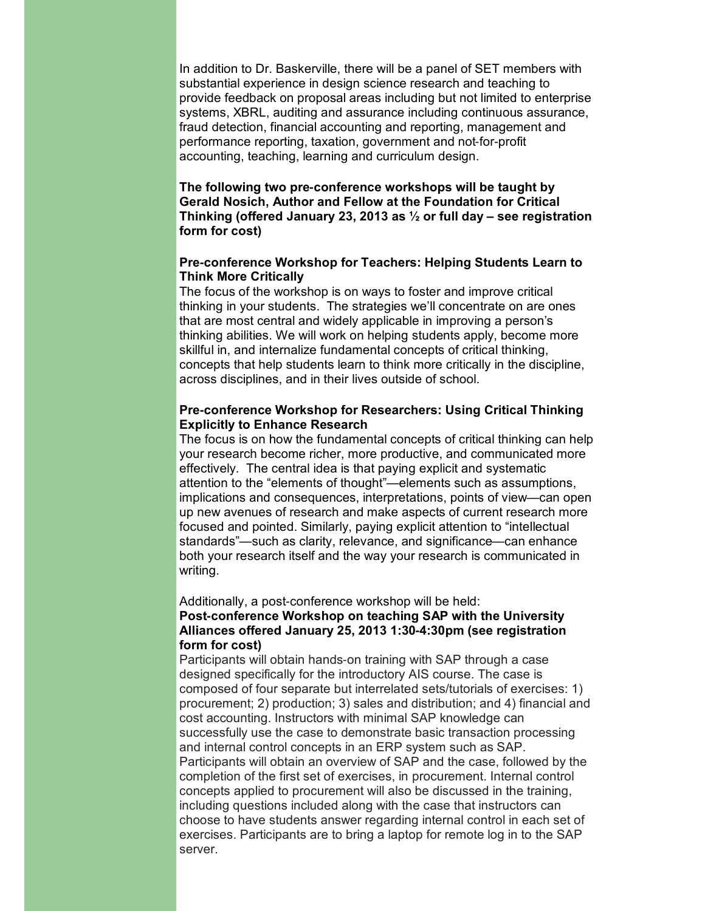In addition to Dr. Baskerville, there will be a panel of SET members with substantial experience in design science research and teaching to provide feedback on proposal areas including but not limited to enterprise systems, XBRL, auditing and assurance including continuous assurance, fraud detection, financial accounting and reporting, management and performance reporting, taxation, government and not-for-profit accounting, teaching, learning and curriculum design.

**The following two pre-conference workshops will be taught by Gerald Nosich, Author and Fellow at the Foundation for Critical Thinking (offered January 23, 2013 as ½ or full day – see registration form for cost)**

**Pre-conference Workshop for Teachers: Helping Students Learn to Think More Critically**

The focus of the workshop is on ways to foster and improve critical thinking in your students. The strategies we'll concentrate on are ones that are most central and widely applicable in improving a person's thinking abilities. We will work on helping students apply, become more skillful in, and internalize fundamental concepts of critical thinking, concepts that help students learn to think more critically in the discipline, across disciplines, and in their lives outside of school.

**Pre-conference Workshop for Researchers: Using Critical Thinking Explicitly to Enhance Research**

The focus is on how the fundamental concepts of critical thinking can help your research become richer, more productive, and communicated more effectively. The central idea is that paying explicit and systematic attention to the "elements of thought"—elements such as assumptions, implications and consequences, interpretations, points of view—can open up new avenues of research and make aspects of current research more focused and pointed. Similarly, paying explicit attention to "intellectual standards"—such as clarity, relevance, and significance—can enhance both your research itself and the way your research is communicated in writing.

Additionally, a post-conference workshop will be held:

**Post-conference Workshop on teaching SAP with the University Alliances offered January 25, 2013 1:30-4:30pm (see registration form for cost)**

Participants will obtain hands-on training with SAP through a case designed specifically for the introductory AIS course. The case is composed of four separate but interrelated sets/tutorials of exercises: 1) procurement; 2) production; 3) sales and distribution; and 4) financial and cost accounting. Instructors with minimal SAP knowledge can successfully use the case to demonstrate basic transaction processing and internal control concepts in an ERP system such as SAP. Participants will obtain an overview of SAP and the case, followed by the completion of the first set of exercises, in procurement. Internal control concepts applied to procurement will also be discussed in the training, including questions included along with the case that instructors can choose to have students answer regarding internal control in each set of exercises. Participants are to bring a laptop for remote log in to the SAP server.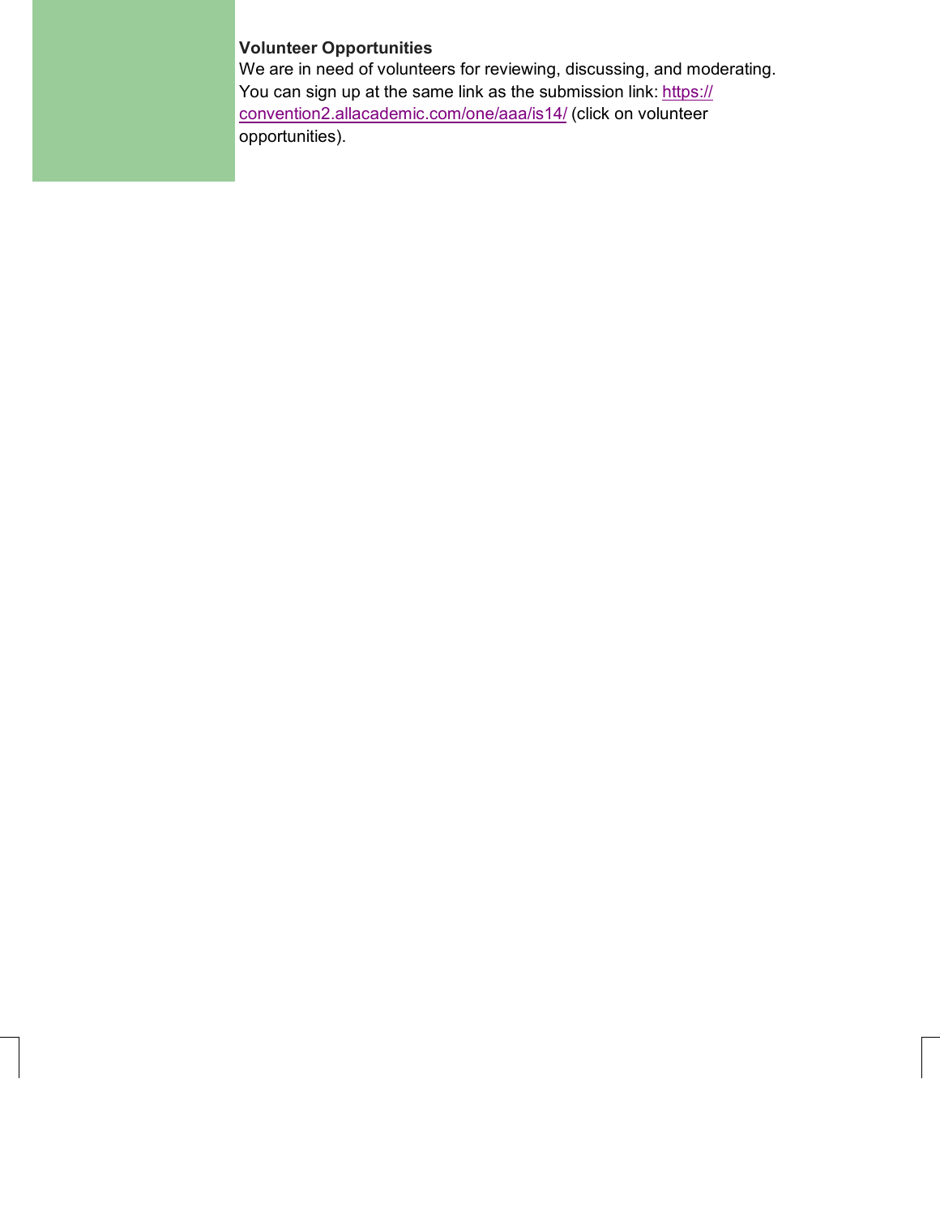**Volunteer Opportunities**

We are in need of volunteers for reviewing, discussing, and moderating. You can sign up at the same link as the submission link: [https://convention2.allacademic.com/one/aaa/is14/](https://convention2.allacademic.com/one/aaa/is14/) (click on volunteer opportunities).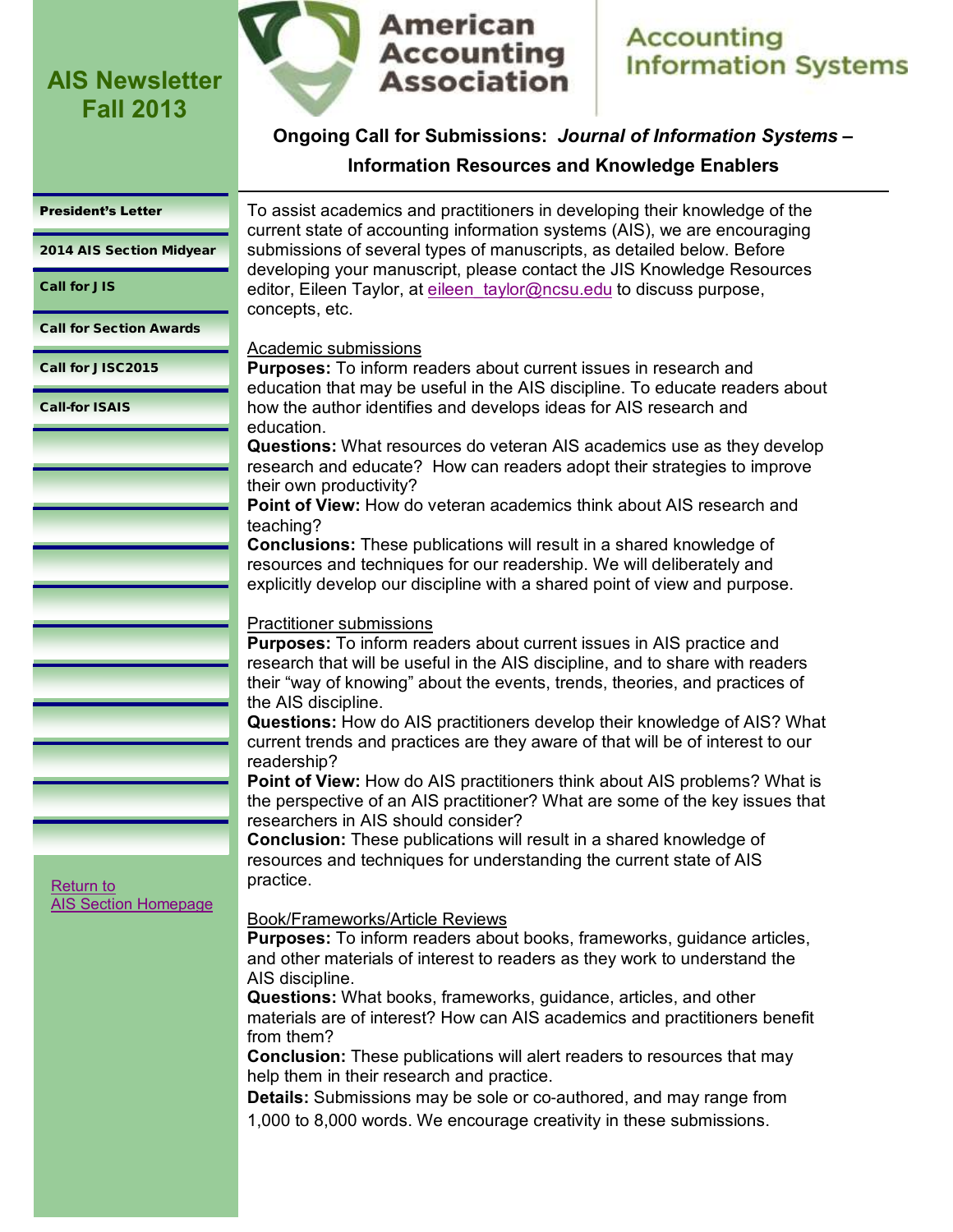# AIS Newsletter Fall 2013

American Accounting Association | Accounting Information Systems

- President's Letter
- 2014 AIS Section Midyear
- Call for JIS
- Call for Section Awards
- Call for JISC2015
- Call-for ISAIS

Return to AIS Section Homepage

## Ongoing Call for Submissions: *Journal of Information Systems* – Information Resources and Knowledge Enablers

To assist academics and practitioners in developing their knowledge of the current state of accounting information systems (AIS), we are encouraging submissions of several types of manuscripts, as detailed below. Before developing your manuscript, please contact the JIS Knowledge Resources editor, Eileen Taylor, at eileen_taylor@ncsu.edu to discuss purpose, concepts, etc.

### Academic submissions

**Purposes:** To inform readers about current issues in research and education that may be useful in the AIS discipline. To educate readers about how the author identifies and develops ideas for AIS research and education.

**Questions:** What resources do veteran AIS academics use as they develop research and educate? How can readers adopt their strategies to improve their own productivity?

**Point of View:** How do veteran academics think about AIS research and teaching?

**Conclusions:** These publications will result in a shared knowledge of resources and techniques for our readership. We will deliberately and explicitly develop our discipline with a shared point of view and purpose.

### Practitioner submissions

**Purposes:** To inform readers about current issues in AIS practice and research that will be useful in the AIS discipline, and to share with readers their "way of knowing" about the events, trends, theories, and practices of the AIS discipline.

**Questions:** How do AIS practitioners develop their knowledge of AIS? What current trends and practices are they aware of that will be of interest to our readership?

**Point of View:** How do AIS practitioners think about AIS problems? What is the perspective of an AIS practitioner? What are some of the key issues that researchers in AIS should consider?

**Conclusion:** These publications will result in a shared knowledge of resources and techniques for understanding the current state of AIS practice.

### Book/Frameworks/Article Reviews

**Purposes:** To inform readers about books, frameworks, guidance articles, and other materials of interest to readers as they work to understand the AIS discipline.

**Questions:** What books, frameworks, guidance, articles, and other materials are of interest? How can AIS academics and practitioners benefit from them?

**Conclusion:** These publications will alert readers to resources that may help them in their research and practice.

**Details:** Submissions may be sole or co-authored, and may range from 1,000 to 8,000 words. We encourage creativity in these submissions.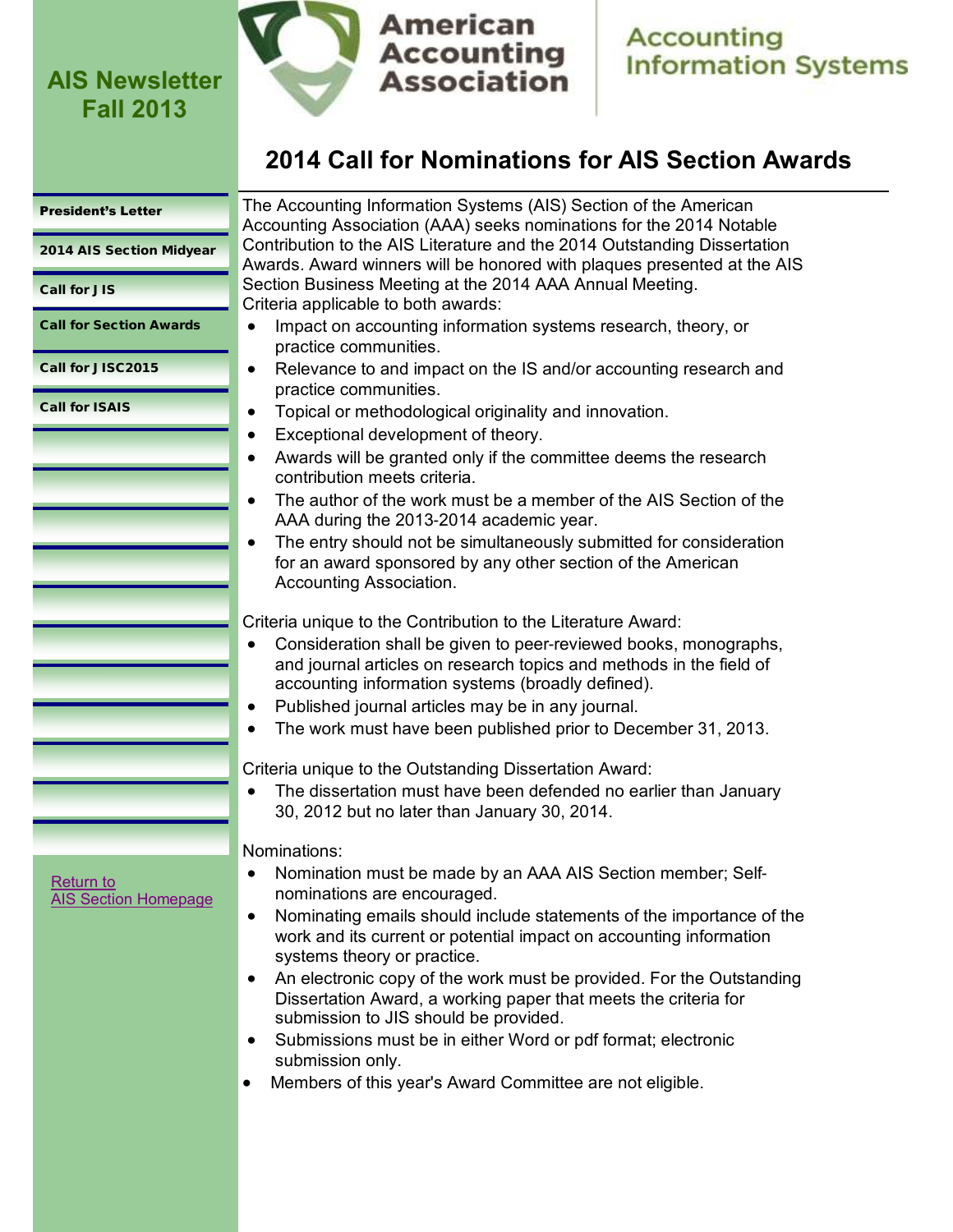# AIS Newsletter Fall 2013

American Accounting Association | Accounting Information Systems

- President's Letter
- 2014 AIS Section Midyear
- Call for JIS
- Call for Section Awards
- Call for JISC2015
- Call for ISAIS

Return to AIS Section Homepage

## 2014 Call for Nominations for AIS Section Awards

The Accounting Information Systems (AIS) Section of the American Accounting Association (AAA) seeks nominations for the 2014 Notable Contribution to the AIS Literature and the 2014 Outstanding Dissertation Awards. Award winners will be honored with plaques presented at the AIS Section Business Meeting at the 2014 AAA Annual Meeting.

Criteria applicable to both awards:

- Impact on accounting information systems research, theory, or practice communities.
- Relevance to and impact on the IS and/or accounting research and practice communities.
- Topical or methodological originality and innovation.
- Exceptional development of theory.
- Awards will be granted only if the committee deems the research contribution meets criteria.
- The author of the work must be a member of the AIS Section of the AAA during the 2013-2014 academic year.
- The entry should not be simultaneously submitted for consideration for an award sponsored by any other section of the American Accounting Association.

Criteria unique to the Contribution to the Literature Award:

- Consideration shall be given to peer-reviewed books, monographs, and journal articles on research topics and methods in the field of accounting information systems (broadly defined).
- Published journal articles may be in any journal.
- The work must have been published prior to December 31, 2013.

Criteria unique to the Outstanding Dissertation Award:

- The dissertation must have been defended no earlier than January 30, 2012 but no later than January 30, 2014.

Nominations:

- Nomination must be made by an AAA AIS Section member; Self-nominations are encouraged.
- Nominating emails should include statements of the importance of the work and its current or potential impact on accounting information systems theory or practice.
- An electronic copy of the work must be provided. For the Outstanding Dissertation Award, a working paper that meets the criteria for submission to JIS should be provided.
- Submissions must be in either Word or pdf format; electronic submission only.
- Members of this year's Award Committee are not eligible.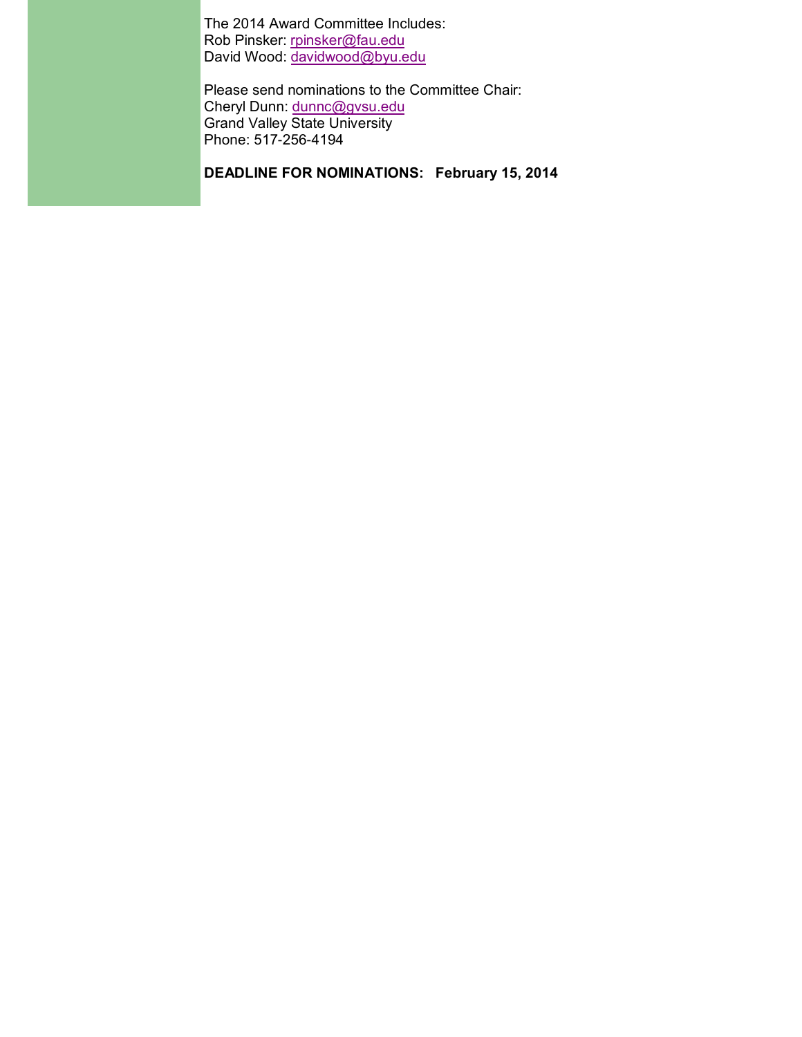The 2014 Award Committee Includes:
Rob Pinsker: rpinsker@fau.edu
David Wood: davidwood@byu.edu

Please send nominations to the Committee Chair:
Cheryl Dunn: dunnc@gvsu.edu
Grand Valley State University
Phone: 517-256-4194

**DEADLINE FOR NOMINATIONS: February 15, 2014**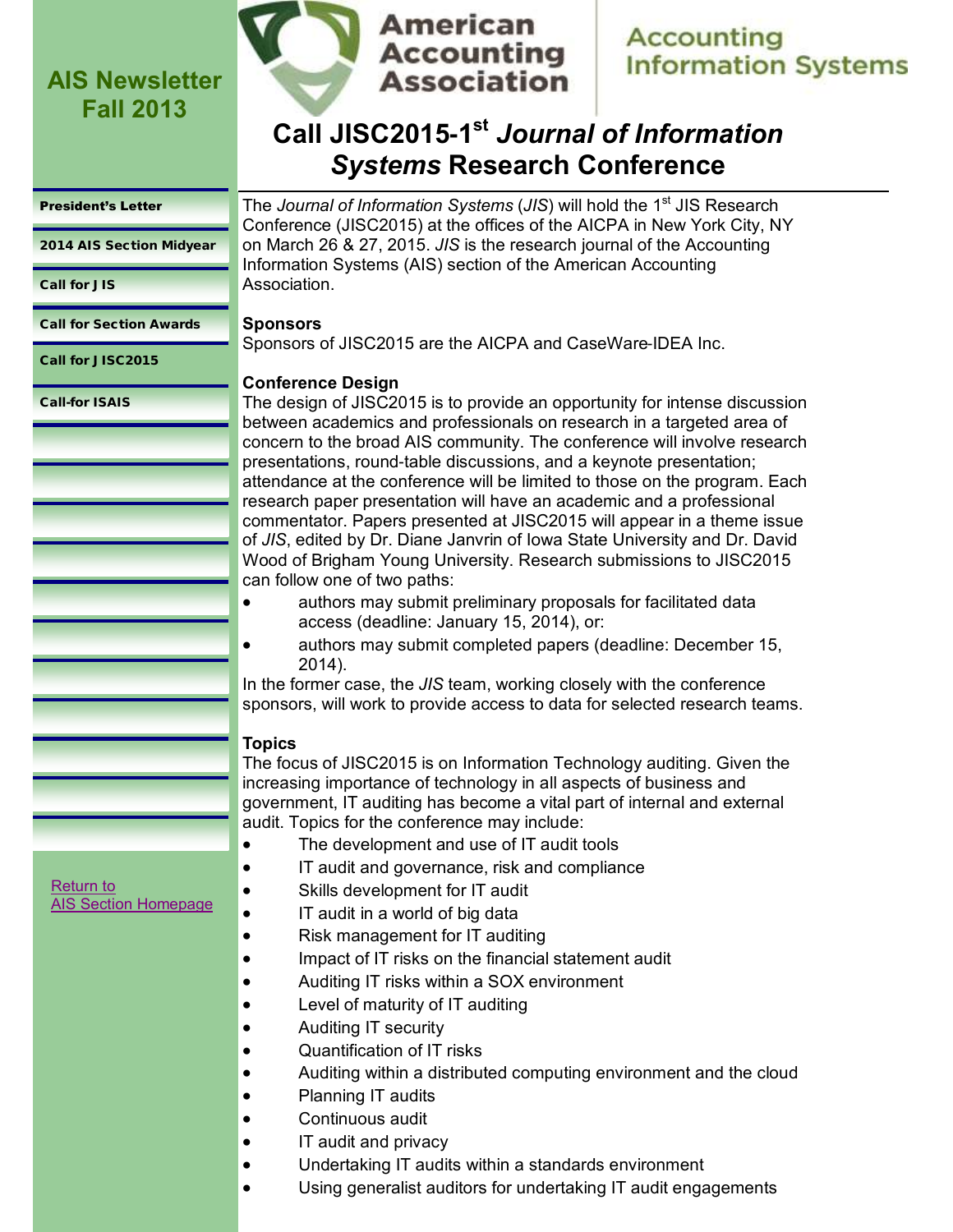AIS Newsletter Fall 2013

American Accounting Association | Accounting Information Systems

- President's Letter
- 2014 AIS Section Midyear
- Call for JIS
- Call for Section Awards
- Call for JISC2015
- Call-for ISAIS

Return to AIS Section Homepage

# Call JISC2015-1st *Journal of Information Systems* Research Conference

The *Journal of Information Systems* (*JIS*) will hold the 1st JIS Research Conference (JISC2015) at the offices of the AICPA in New York City, NY on March 26 & 27, 2015. *JIS* is the research journal of the Accounting Information Systems (AIS) section of the American Accounting Association.

**Sponsors**

Sponsors of JISC2015 are the AICPA and CaseWare-IDEA Inc.

**Conference Design**

The design of JISC2015 is to provide an opportunity for intense discussion between academics and professionals on research in a targeted area of concern to the broad AIS community. The conference will involve research presentations, round-table discussions, and a keynote presentation; attendance at the conference will be limited to those on the program. Each research paper presentation will have an academic and a professional commentator. Papers presented at JISC2015 will appear in a theme issue of *JIS*, edited by Dr. Diane Janvrin of Iowa State University and Dr. David Wood of Brigham Young University. Research submissions to JISC2015 can follow one of two paths:

- authors may submit preliminary proposals for facilitated data access (deadline: January 15, 2014), or:
- authors may submit completed papers (deadline: December 15, 2014).

In the former case, the *JIS* team, working closely with the conference sponsors, will work to provide access to data for selected research teams.

**Topics**

The focus of JISC2015 is on Information Technology auditing. Given the increasing importance of technology in all aspects of business and government, IT auditing has become a vital part of internal and external audit. Topics for the conference may include:

- The development and use of IT audit tools
- IT audit and governance, risk and compliance
- Skills development for IT audit
- IT audit in a world of big data
- Risk management for IT auditing
- Impact of IT risks on the financial statement audit
- Auditing IT risks within a SOX environment
- Level of maturity of IT auditing
- Auditing IT security
- Quantification of IT risks
- Auditing within a distributed computing environment and the cloud
- Planning IT audits
- Continuous audit
- IT audit and privacy
- Undertaking IT audits within a standards environment
- Using generalist auditors for undertaking IT audit engagements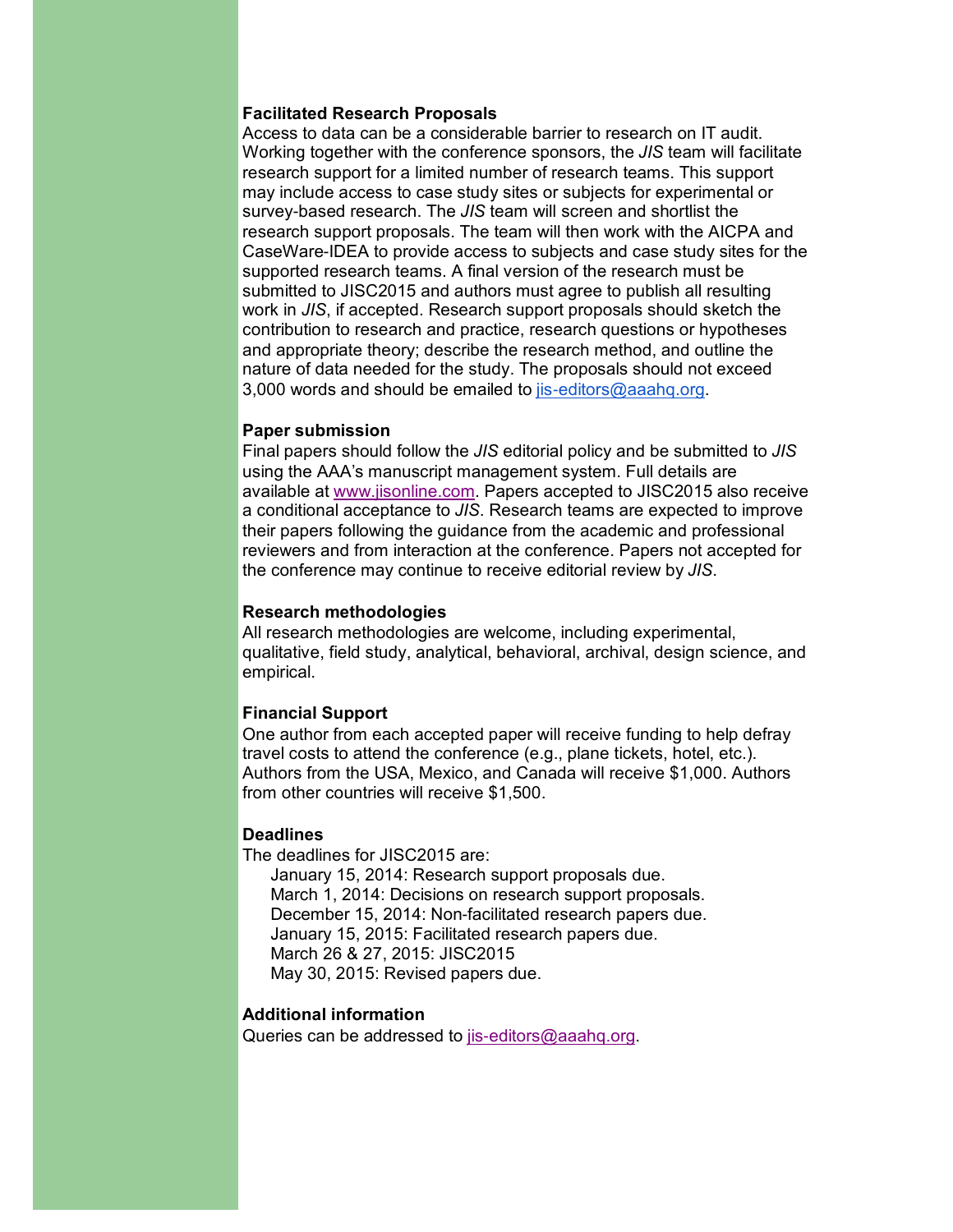**Facilitated Research Proposals**

Access to data can be a considerable barrier to research on IT audit. Working together with the conference sponsors, the *JIS* team will facilitate research support for a limited number of research teams. This support may include access to case study sites or subjects for experimental or survey-based research. The *JIS* team will screen and shortlist the research support proposals. The team will then work with the AICPA and CaseWare-IDEA to provide access to subjects and case study sites for the supported research teams. A final version of the research must be submitted to JISC2015 and authors must agree to publish all resulting work in *JIS*, if accepted. Research support proposals should sketch the contribution to research and practice, research questions or hypotheses and appropriate theory; describe the research method, and outline the nature of data needed for the study. The proposals should not exceed 3,000 words and should be emailed to jis-editors@aaahq.org.

**Paper submission**

Final papers should follow the *JIS* editorial policy and be submitted to *JIS* using the AAA's manuscript management system. Full details are available at www.jisonline.com. Papers accepted to JISC2015 also receive a conditional acceptance to *JIS*. Research teams are expected to improve their papers following the guidance from the academic and professional reviewers and from interaction at the conference. Papers not accepted for the conference may continue to receive editorial review by *JIS*.

**Research methodologies**

All research methodologies are welcome, including experimental, qualitative, field study, analytical, behavioral, archival, design science, and empirical.

**Financial Support**

One author from each accepted paper will receive funding to help defray travel costs to attend the conference (e.g., plane tickets, hotel, etc.). Authors from the USA, Mexico, and Canada will receive $1,000. Authors from other countries will receive $1,500.

**Deadlines**

The deadlines for JISC2015 are:

- January 15, 2014: Research support proposals due.
- March 1, 2014: Decisions on research support proposals.
- December 15, 2014: Non-facilitated research papers due.
- January 15, 2015: Facilitated research papers due.
- March 26 & 27, 2015: JISC2015
- May 30, 2015: Revised papers due.

**Additional information**

Queries can be addressed to jis-editors@aaahq.org.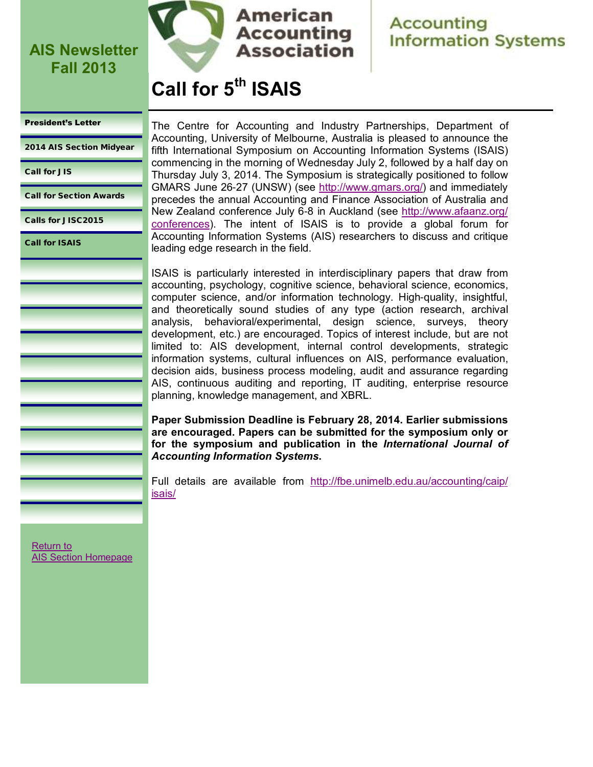# AIS Newsletter Fall 2013

American Accounting Association

Accounting Information Systems

- President's Letter
- 2014 AIS Section Midyear
- Call for JIS
- Call for Section Awards
- Calls for JISC2015
- Call for ISAIS

Return to AIS Section Homepage

## Call for 5th ISAIS

The Centre for Accounting and Industry Partnerships, Department of Accounting, University of Melbourne, Australia is pleased to announce the fifth International Symposium on Accounting Information Systems (ISAIS) commencing in the morning of Wednesday July 2, followed by a half day on Thursday July 3, 2014. The Symposium is strategically positioned to follow GMARS June 26-27 (UNSW) (see http://www.gmars.org/) and immediately precedes the annual Accounting and Finance Association of Australia and New Zealand conference July 6-8 in Auckland (see http://www.afaanz.org/conferences). The intent of ISAIS is to provide a global forum for Accounting Information Systems (AIS) researchers to discuss and critique leading edge research in the field.

ISAIS is particularly interested in interdisciplinary papers that draw from accounting, psychology, cognitive science, behavioral science, economics, computer science, and/or information technology. High-quality, insightful, and theoretically sound studies of any type (action research, archival analysis, behavioral/experimental, design science, surveys, theory development, etc.) are encouraged. Topics of interest include, but are not limited to: AIS development, internal control developments, strategic information systems, cultural influences on AIS, performance evaluation, decision aids, business process modeling, audit and assurance regarding AIS, continuous auditing and reporting, IT auditing, enterprise resource planning, knowledge management, and XBRL.

**Paper Submission Deadline is February 28, 2014. Earlier submissions are encouraged. Papers can be submitted for the symposium only or for the symposium and publication in the *International Journal of Accounting Information Systems*.**

Full details are available from http://fbe.unimelb.edu.au/accounting/caip/isais/